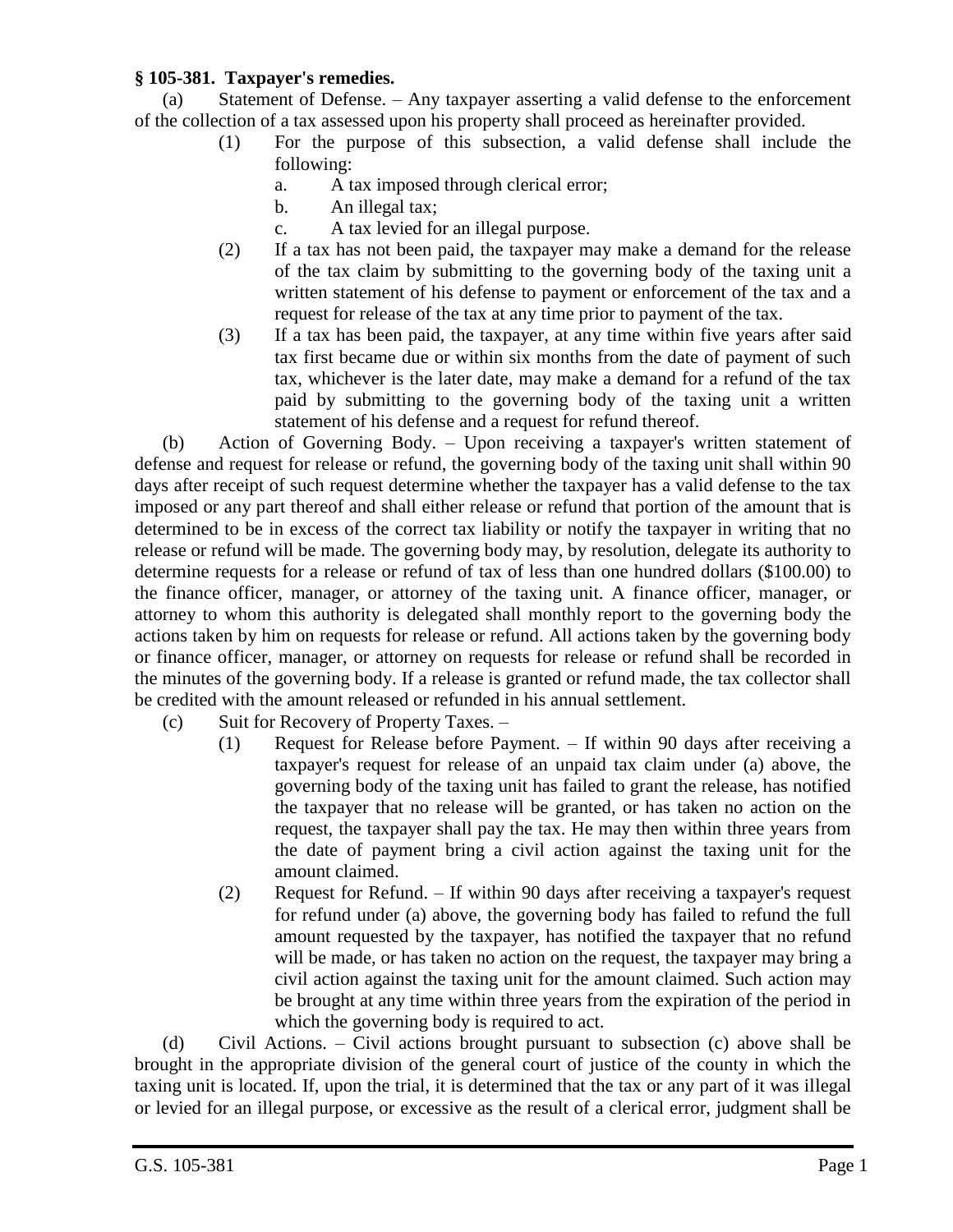**§ 105-381. Taxpayer's remedies.**

(a) Statement of Defense. – Any taxpayer asserting a valid defense to the enforcement of the collection of a tax assessed upon his property shall proceed as hereinafter provided.

(1) For the purpose of this subsection, a valid defense shall include the following:

a. A tax imposed through clerical error;

b. An illegal tax;

c. A tax levied for an illegal purpose.

(2) If a tax has not been paid, the taxpayer may make a demand for the release of the tax claim by submitting to the governing body of the taxing unit a written statement of his defense to payment or enforcement of the tax and a request for release of the tax at any time prior to payment of the tax.

(3) If a tax has been paid, the taxpayer, at any time within five years after said tax first became due or within six months from the date of payment of such tax, whichever is the later date, may make a demand for a refund of the tax paid by submitting to the governing body of the taxing unit a written statement of his defense and a request for refund thereof.

(b) Action of Governing Body. – Upon receiving a taxpayer's written statement of defense and request for release or refund, the governing body of the taxing unit shall within 90 days after receipt of such request determine whether the taxpayer has a valid defense to the tax imposed or any part thereof and shall either release or refund that portion of the amount that is determined to be in excess of the correct tax liability or notify the taxpayer in writing that no release or refund will be made. The governing body may, by resolution, delegate its authority to determine requests for a release or refund of tax of less than one hundred dollars ($100.00) to the finance officer, manager, or attorney of the taxing unit. A finance officer, manager, or attorney to whom this authority is delegated shall monthly report to the governing body the actions taken by him on requests for release or refund. All actions taken by the governing body or finance officer, manager, or attorney on requests for release or refund shall be recorded in the minutes of the governing body. If a release is granted or refund made, the tax collector shall be credited with the amount released or refunded in his annual settlement.

(c) Suit for Recovery of Property Taxes. –

(1) Request for Release before Payment. – If within 90 days after receiving a taxpayer's request for release of an unpaid tax claim under (a) above, the governing body of the taxing unit has failed to grant the release, has notified the taxpayer that no release will be granted, or has taken no action on the request, the taxpayer shall pay the tax. He may then within three years from the date of payment bring a civil action against the taxing unit for the amount claimed.

(2) Request for Refund. – If within 90 days after receiving a taxpayer's request for refund under (a) above, the governing body has failed to refund the full amount requested by the taxpayer, has notified the taxpayer that no refund will be made, or has taken no action on the request, the taxpayer may bring a civil action against the taxing unit for the amount claimed. Such action may be brought at any time within three years from the expiration of the period in which the governing body is required to act.

(d) Civil Actions. – Civil actions brought pursuant to subsection (c) above shall be brought in the appropriate division of the general court of justice of the county in which the taxing unit is located. If, upon the trial, it is determined that the tax or any part of it was illegal or levied for an illegal purpose, or excessive as the result of a clerical error, judgment shall be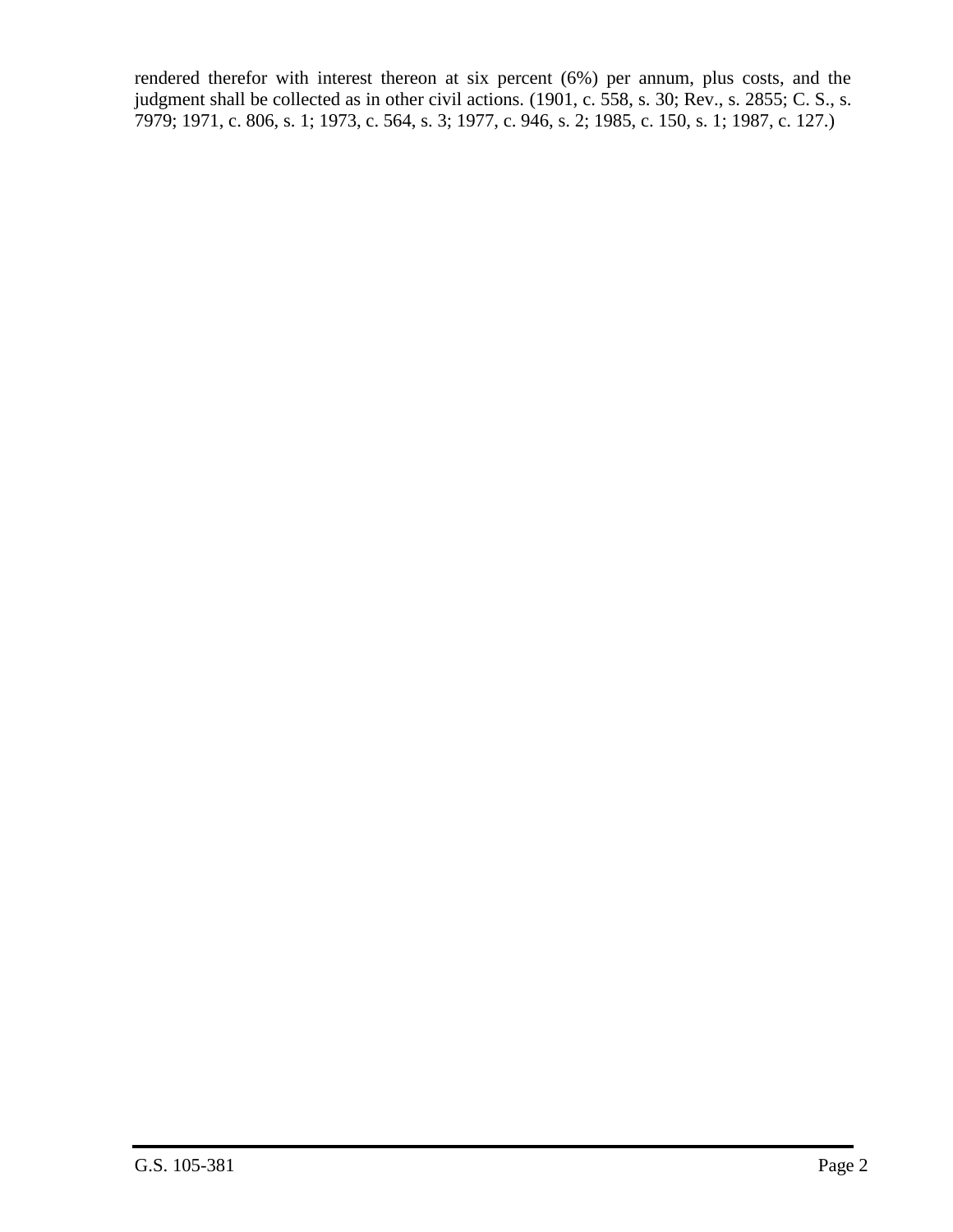rendered therefor with interest thereon at six percent (6%) per annum, plus costs, and the judgment shall be collected as in other civil actions. (1901, c. 558, s. 30; Rev., s. 2855; C. S., s. 7979; 1971, c. 806, s. 1; 1973, c. 564, s. 3; 1977, c. 946, s. 2; 1985, c. 150, s. 1; 1987, c. 127.)